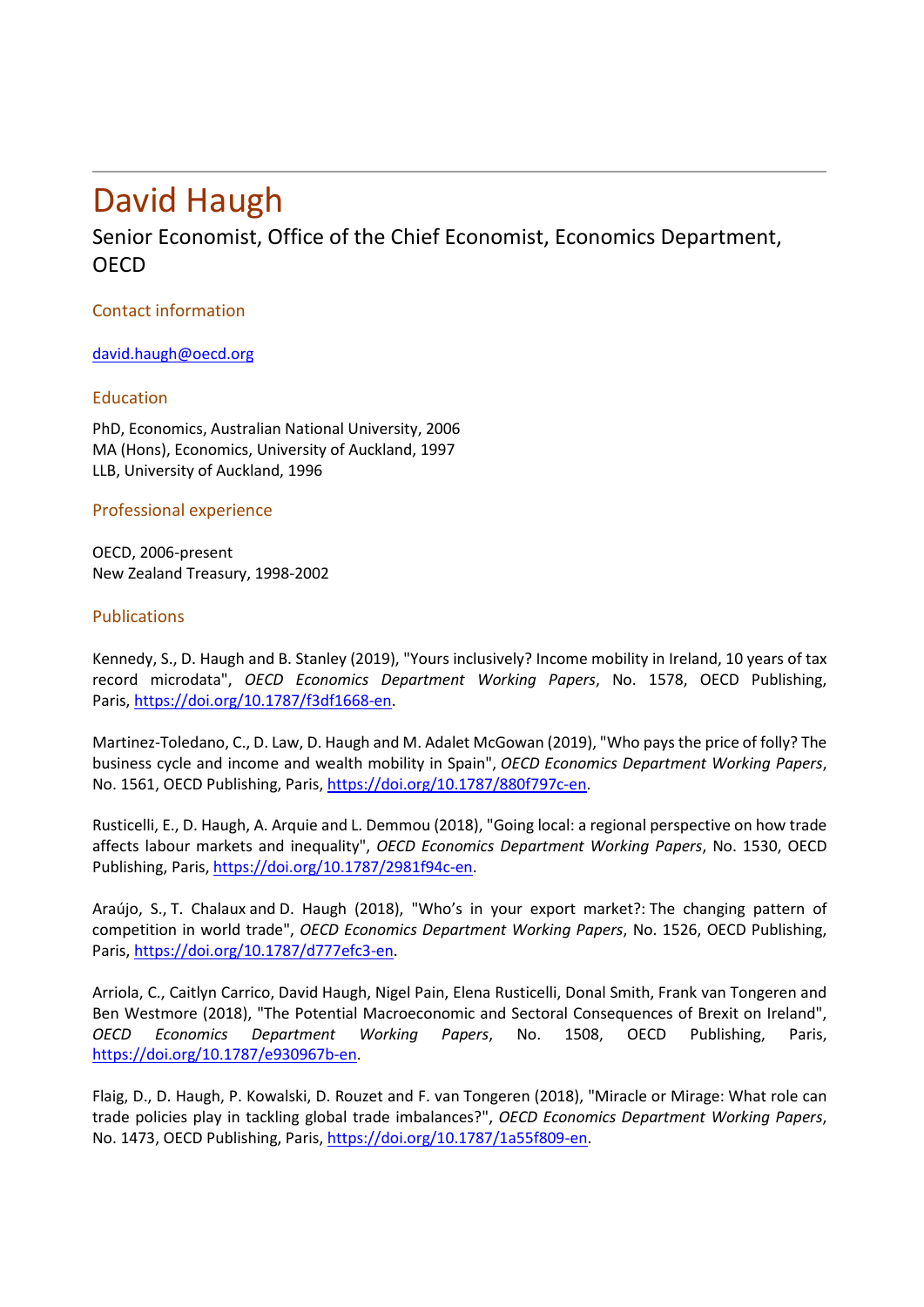# David Haugh

Senior Economist, Office of the Chief Economist, Economics Department, OECD

## Contact information

david.haugh@oecd.org

## Education

PhD, Economics, Australian National University, 2006
MA (Hons), Economics, University of Auckland, 1997
LLB, University of Auckland, 1996

## Professional experience

OECD, 2006-present
New Zealand Treasury, 1998-2002

## Publications

Kennedy, S., D. Haugh and B. Stanley (2019), "Yours inclusively? Income mobility in Ireland, 10 years of tax record microdata", *OECD Economics Department Working Papers*, No. 1578, OECD Publishing, Paris, https://doi.org/10.1787/f3df1668-en.

Martinez-Toledano, C., D. Law, D. Haugh and M. Adalet McGowan (2019), "Who pays the price of folly? The business cycle and income and wealth mobility in Spain", *OECD Economics Department Working Papers*, No. 1561, OECD Publishing, Paris, https://doi.org/10.1787/880f797c-en.

Rusticelli, E., D. Haugh, A. Arquie and L. Demmou (2018), "Going local: a regional perspective on how trade affects labour markets and inequality", *OECD Economics Department Working Papers*, No. 1530, OECD Publishing, Paris, https://doi.org/10.1787/2981f94c-en.

Araújo, S., T. Chalaux and D. Haugh (2018), "Who's in your export market?: The changing pattern of competition in world trade", *OECD Economics Department Working Papers*, No. 1526, OECD Publishing, Paris, https://doi.org/10.1787/d777efc3-en.

Arriola, C., Caitlyn Carrico, David Haugh, Nigel Pain, Elena Rusticelli, Donal Smith, Frank van Tongeren and Ben Westmore (2018), "The Potential Macroeconomic and Sectoral Consequences of Brexit on Ireland", *OECD Economics Department Working Papers*, No. 1508, OECD Publishing, Paris, https://doi.org/10.1787/e930967b-en.

Flaig, D., D. Haugh, P. Kowalski, D. Rouzet and F. van Tongeren (2018), "Miracle or Mirage: What role can trade policies play in tackling global trade imbalances?", *OECD Economics Department Working Papers*, No. 1473, OECD Publishing, Paris, https://doi.org/10.1787/1a55f809-en.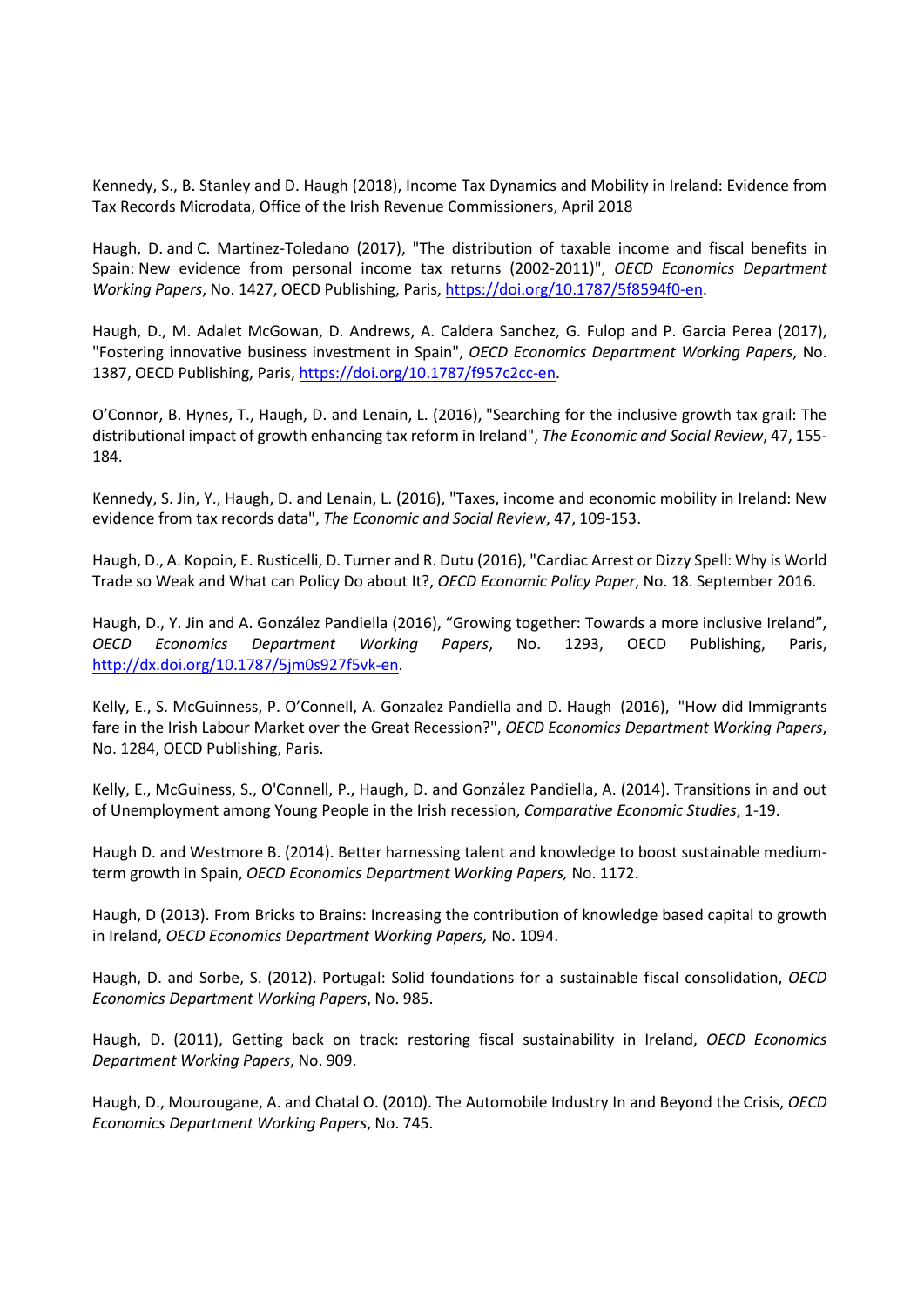Kennedy, S., B. Stanley and D. Haugh (2018), Income Tax Dynamics and Mobility in Ireland: Evidence from Tax Records Microdata, Office of the Irish Revenue Commissioners, April 2018

Haugh, D. and C. Martinez-Toledano (2017), "The distribution of taxable income and fiscal benefits in Spain: New evidence from personal income tax returns (2002-2011)", *OECD Economics Department Working Papers*, No. 1427, OECD Publishing, Paris, https://doi.org/10.1787/5f8594f0-en.

Haugh, D., M. Adalet McGowan, D. Andrews, A. Caldera Sanchez, G. Fulop and P. Garcia Perea (2017), "Fostering innovative business investment in Spain", *OECD Economics Department Working Papers*, No. 1387, OECD Publishing, Paris, https://doi.org/10.1787/f957c2cc-en.

O'Connor, B. Hynes, T., Haugh, D. and Lenain, L. (2016), "Searching for the inclusive growth tax grail: The distributional impact of growth enhancing tax reform in Ireland", *The Economic and Social Review*, 47, 155-184.

Kennedy, S. Jin, Y., Haugh, D. and Lenain, L. (2016), "Taxes, income and economic mobility in Ireland: New evidence from tax records data", *The Economic and Social Review*, 47, 109-153.

Haugh, D., A. Kopoin, E. Rusticelli, D. Turner and R. Dutu (2016), "Cardiac Arrest or Dizzy Spell: Why is World Trade so Weak and What can Policy Do about It?, *OECD Economic Policy Paper*, No. 18. September 2016.

Haugh, D., Y. Jin and A. González Pandiella (2016), "Growing together: Towards a more inclusive Ireland", *OECD Economics Department Working Papers*, No. 1293, OECD Publishing, Paris, http://dx.doi.org/10.1787/5jm0s927f5vk-en.

Kelly, E., S. McGuinness, P. O'Connell, A. Gonzalez Pandiella and D. Haugh (2016), "How did Immigrants fare in the Irish Labour Market over the Great Recession?", *OECD Economics Department Working Papers*, No. 1284, OECD Publishing, Paris.

Kelly, E., McGuiness, S., O'Connell, P., Haugh, D. and González Pandiella, A. (2014). Transitions in and out of Unemployment among Young People in the Irish recession, *Comparative Economic Studies*, 1-19.

Haugh D. and Westmore B. (2014). Better harnessing talent and knowledge to boost sustainable medium-term growth in Spain, *OECD Economics Department Working Papers,* No. 1172.

Haugh, D (2013). From Bricks to Brains: Increasing the contribution of knowledge based capital to growth in Ireland, *OECD Economics Department Working Papers,* No. 1094.

Haugh, D. and Sorbe, S. (2012). Portugal: Solid foundations for a sustainable fiscal consolidation, *OECD Economics Department Working Papers*, No. 985.

Haugh, D. (2011), Getting back on track: restoring fiscal sustainability in Ireland, *OECD Economics Department Working Papers*, No. 909.

Haugh, D., Mourougane, A. and Chatal O. (2010). The Automobile Industry In and Beyond the Crisis, *OECD Economics Department Working Papers*, No. 745.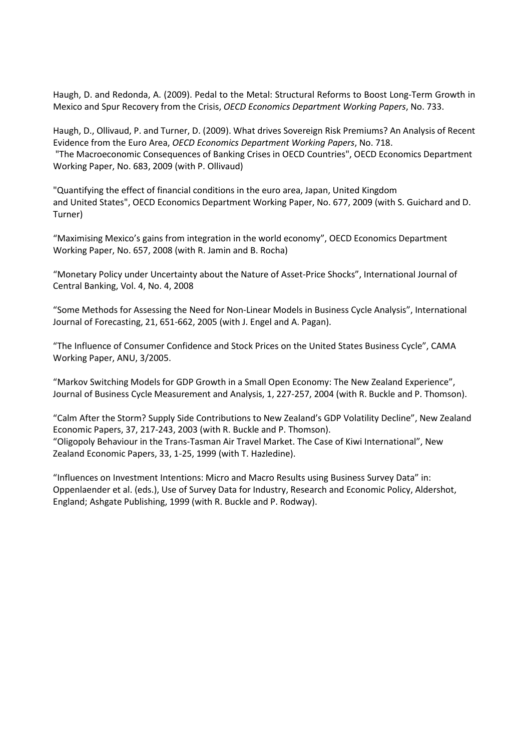Haugh, D. and Redonda, A. (2009). Pedal to the Metal: Structural Reforms to Boost Long-Term Growth in Mexico and Spur Recovery from the Crisis, *OECD Economics Department Working Papers*, No. 733.

Haugh, D., Ollivaud, P. and Turner, D. (2009). What drives Sovereign Risk Premiums? An Analysis of Recent Evidence from the Euro Area, *OECD Economics Department Working Papers*, No. 718.
"The Macroeconomic Consequences of Banking Crises in OECD Countries", OECD Economics Department Working Paper, No. 683, 2009 (with P. Ollivaud)

"Quantifying the effect of financial conditions in the euro area, Japan, United Kingdom and United States", OECD Economics Department Working Paper, No. 677, 2009 (with S. Guichard and D. Turner)

"Maximising Mexico's gains from integration in the world economy", OECD Economics Department Working Paper, No. 657, 2008 (with R. Jamin and B. Rocha)

"Monetary Policy under Uncertainty about the Nature of Asset-Price Shocks", International Journal of Central Banking, Vol. 4, No. 4, 2008

"Some Methods for Assessing the Need for Non-Linear Models in Business Cycle Analysis", International Journal of Forecasting, 21, 651-662, 2005 (with J. Engel and A. Pagan).

"The Influence of Consumer Confidence and Stock Prices on the United States Business Cycle", CAMA Working Paper, ANU, 3/2005.

"Markov Switching Models for GDP Growth in a Small Open Economy: The New Zealand Experience", Journal of Business Cycle Measurement and Analysis, 1, 227-257, 2004 (with R. Buckle and P. Thomson).

"Calm After the Storm? Supply Side Contributions to New Zealand's GDP Volatility Decline", New Zealand Economic Papers, 37, 217-243, 2003 (with R. Buckle and P. Thomson).
"Oligopoly Behaviour in the Trans-Tasman Air Travel Market. The Case of Kiwi International", New Zealand Economic Papers, 33, 1-25, 1999 (with T. Hazledine).

"Influences on Investment Intentions: Micro and Macro Results using Business Survey Data" in: Oppenlaender et al. (eds.), Use of Survey Data for Industry, Research and Economic Policy, Aldershot, England; Ashgate Publishing, 1999 (with R. Buckle and P. Rodway).